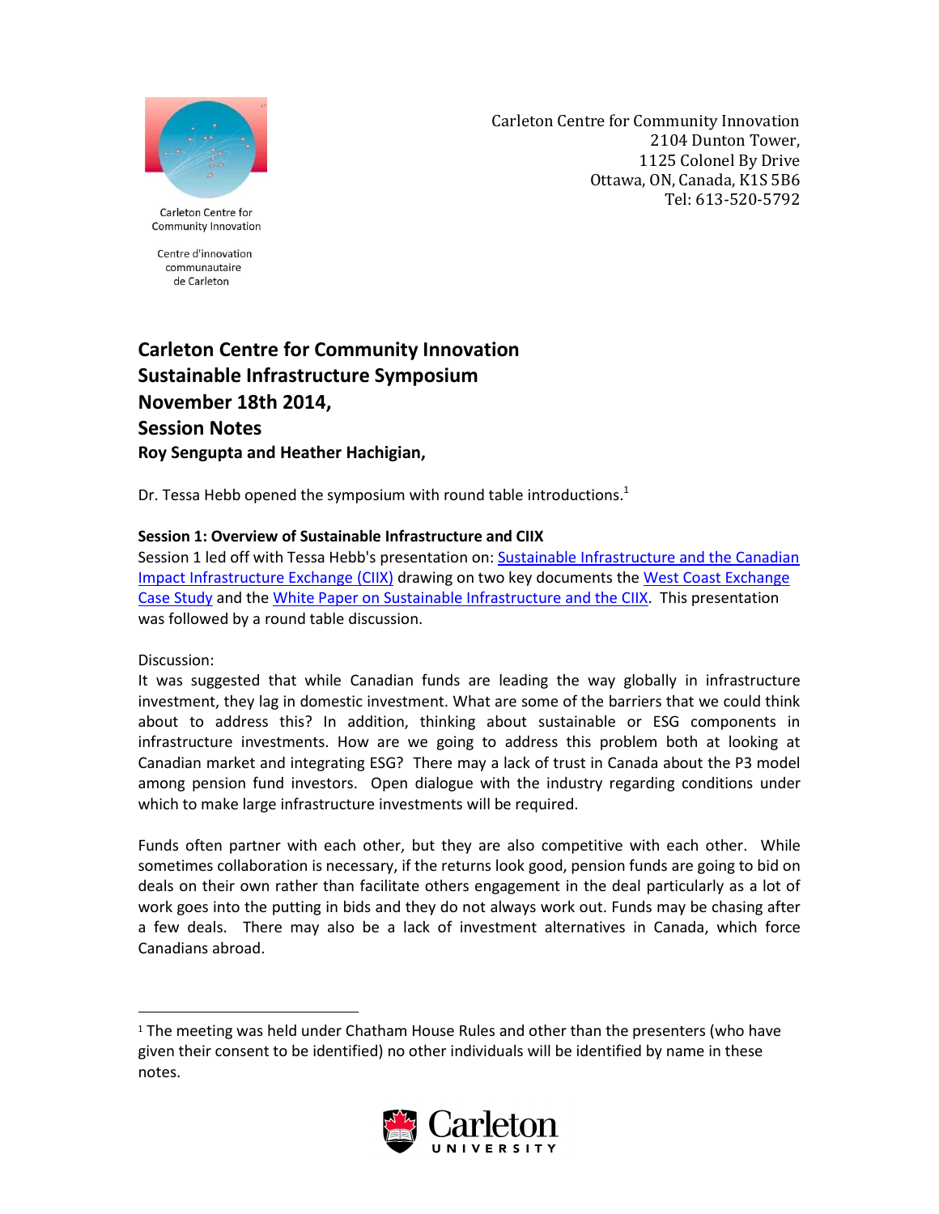Carleton Centre for Community Innovation

Centre d'innovation communautaire de Carleton

Carleton Centre for Community Innovation
2104 Dunton Tower,
1125 Colonel By Drive
Ottawa, ON, Canada, K1S 5B6
Tel: 613-520-5792

# Carleton Centre for Community Innovation
# Sustainable Infrastructure Symposium
# November 18th 2014,
# Session Notes

**Roy Sengupta and Heather Hachigian,**

Dr. Tessa Hebb opened the symposium with round table introductions.[1]

**Session 1: Overview of Sustainable Infrastructure and CIIX**

Session 1 led off with Tessa Hebb's presentation on: Sustainable Infrastructure and the Canadian Impact Infrastructure Exchange (CIIX) drawing on two key documents the West Coast Exchange Case Study and the White Paper on Sustainable Infrastructure and the CIIX. This presentation was followed by a round table discussion.

Discussion:

It was suggested that while Canadian funds are leading the way globally in infrastructure investment, they lag in domestic investment. What are some of the barriers that we could think about to address this? In addition, thinking about sustainable or ESG components in infrastructure investments. How are we going to address this problem both at looking at Canadian market and integrating ESG? There may a lack of trust in Canada about the P3 model among pension fund investors. Open dialogue with the industry regarding conditions under which to make large infrastructure investments will be required.

Funds often partner with each other, but they are also competitive with each other. While sometimes collaboration is necessary, if the returns look good, pension funds are going to bid on deals on their own rather than facilitate others engagement in the deal particularly as a lot of work goes into the putting in bids and they do not always work out. Funds may be chasing after a few deals. There may also be a lack of investment alternatives in Canada, which force Canadians abroad.

---

[1] The meeting was held under Chatham House Rules and other than the presenters (who have given their consent to be identified) no other individuals will be identified by name in these notes.

Carleton UNIVERSITY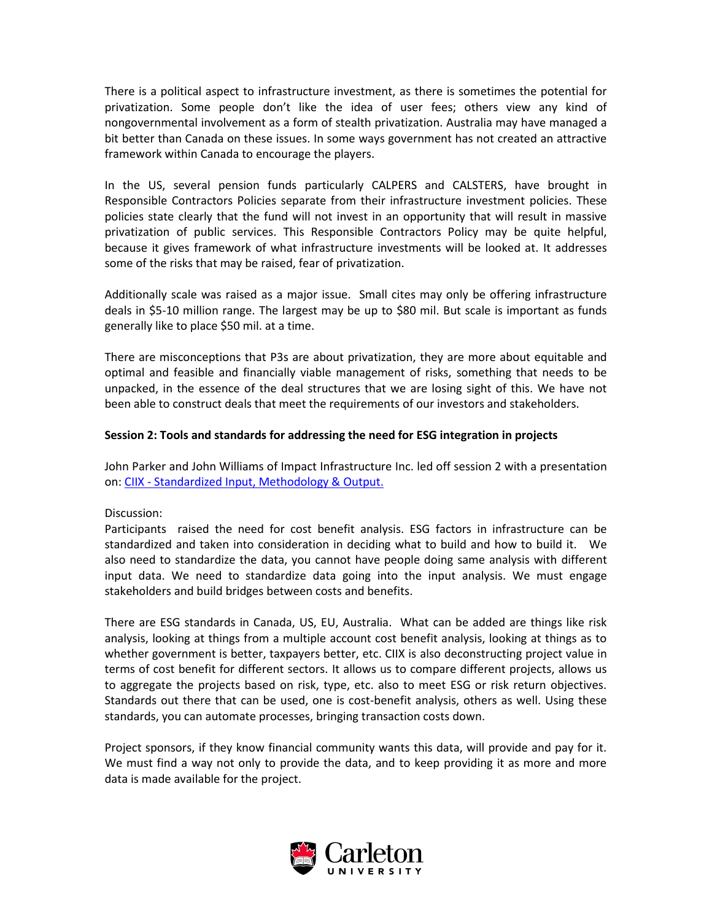There is a political aspect to infrastructure investment, as there is sometimes the potential for privatization. Some people don't like the idea of user fees; others view any kind of nongovernmental involvement as a form of stealth privatization. Australia may have managed a bit better than Canada on these issues. In some ways government has not created an attractive framework within Canada to encourage the players.

In the US, several pension funds particularly CALPERS and CALSTERS, have brought in Responsible Contractors Policies separate from their infrastructure investment policies. These policies state clearly that the fund will not invest in an opportunity that will result in massive privatization of public services. This Responsible Contractors Policy may be quite helpful, because it gives framework of what infrastructure investments will be looked at. It addresses some of the risks that may be raised, fear of privatization.

Additionally scale was raised as a major issue. Small cites may only be offering infrastructure deals in $5-10 million range. The largest may be up to $80 mil. But scale is important as funds generally like to place $50 mil. at a time.

There are misconceptions that P3s are about privatization, they are more about equitable and optimal and feasible and financially viable management of risks, something that needs to be unpacked, in the essence of the deal structures that we are losing sight of this. We have not been able to construct deals that meet the requirements of our investors and stakeholders.

**Session 2: Tools and standards for addressing the need for ESG integration in projects**

John Parker and John Williams of Impact Infrastructure Inc. led off session 2 with a presentation on: [CIIX - Standardized Input, Methodology & Output.]()

Discussion:
Participants raised the need for cost benefit analysis. ESG factors in infrastructure can be standardized and taken into consideration in deciding what to build and how to build it. We also need to standardize the data, you cannot have people doing same analysis with different input data. We need to standardize data going into the input analysis. We must engage stakeholders and build bridges between costs and benefits.

There are ESG standards in Canada, US, EU, Australia. What can be added are things like risk analysis, looking at things from a multiple account cost benefit analysis, looking at things as to whether government is better, taxpayers better, etc. CIIX is also deconstructing project value in terms of cost benefit for different sectors. It allows us to compare different projects, allows us to aggregate the projects based on risk, type, etc. also to meet ESG or risk return objectives. Standards out there that can be used, one is cost-benefit analysis, others as well. Using these standards, you can automate processes, bringing transaction costs down.

Project sponsors, if they know financial community wants this data, will provide and pay for it. We must find a way not only to provide the data, and to keep providing it as more and more data is made available for the project.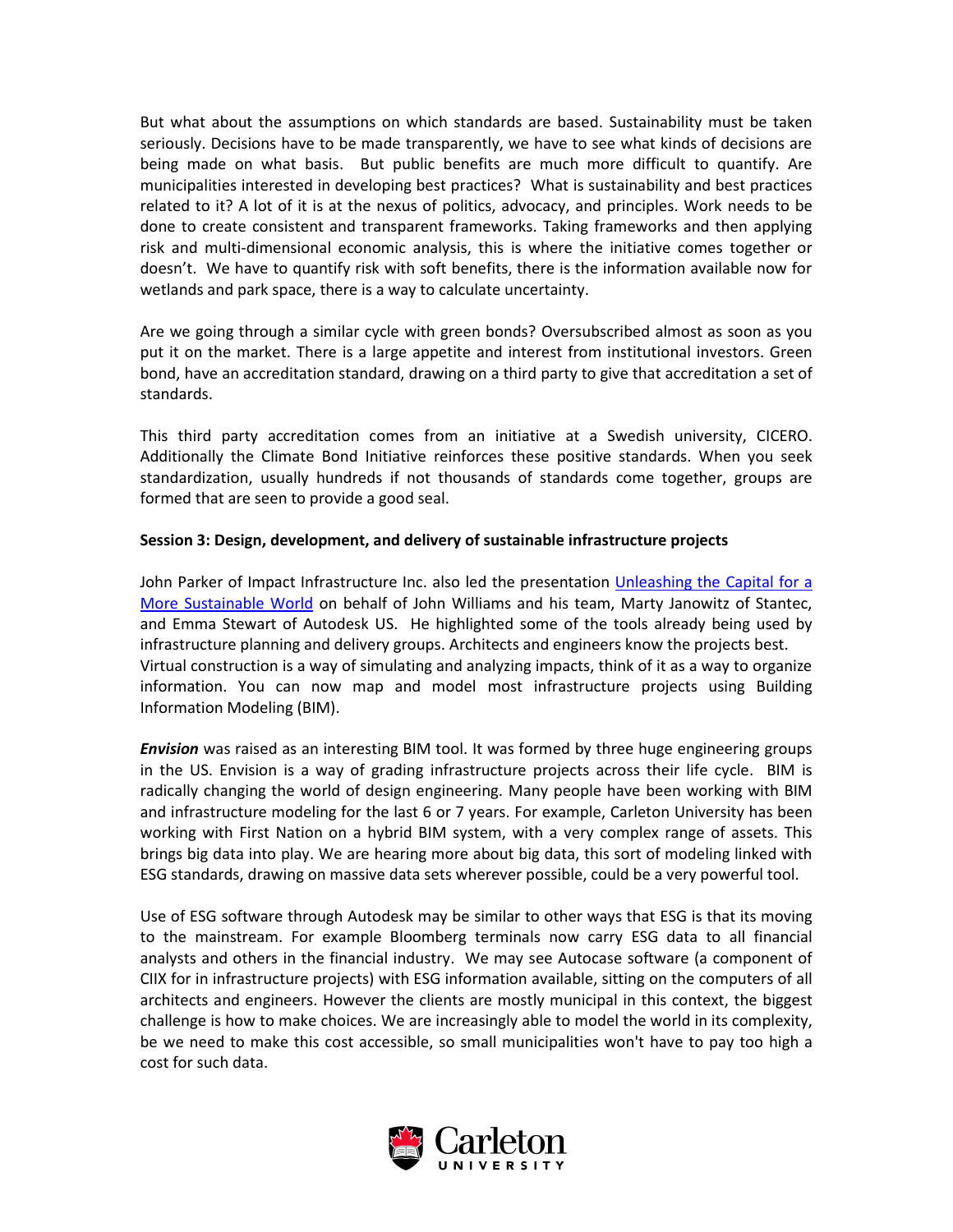But what about the assumptions on which standards are based. Sustainability must be taken seriously. Decisions have to be made transparently, we have to see what kinds of decisions are being made on what basis. But public benefits are much more difficult to quantify. Are municipalities interested in developing best practices? What is sustainability and best practices related to it? A lot of it is at the nexus of politics, advocacy, and principles. Work needs to be done to create consistent and transparent frameworks. Taking frameworks and then applying risk and multi-dimensional economic analysis, this is where the initiative comes together or doesn't. We have to quantify risk with soft benefits, there is the information available now for wetlands and park space, there is a way to calculate uncertainty.

Are we going through a similar cycle with green bonds? Oversubscribed almost as soon as you put it on the market. There is a large appetite and interest from institutional investors. Green bond, have an accreditation standard, drawing on a third party to give that accreditation a set of standards.

This third party accreditation comes from an initiative at a Swedish university, CICERO. Additionally the Climate Bond Initiative reinforces these positive standards. When you seek standardization, usually hundreds if not thousands of standards come together, groups are formed that are seen to provide a good seal.

**Session 3: Design, development, and delivery of sustainable infrastructure projects**

John Parker of Impact Infrastructure Inc. also led the presentation Unleashing the Capital for a More Sustainable World on behalf of John Williams and his team, Marty Janowitz of Stantec, and Emma Stewart of Autodesk US. He highlighted some of the tools already being used by infrastructure planning and delivery groups. Architects and engineers know the projects best. Virtual construction is a way of simulating and analyzing impacts, think of it as a way to organize information. You can now map and model most infrastructure projects using Building Information Modeling (BIM).

***Envision*** was raised as an interesting BIM tool. It was formed by three huge engineering groups in the US. Envision is a way of grading infrastructure projects across their life cycle. BIM is radically changing the world of design engineering. Many people have been working with BIM and infrastructure modeling for the last 6 or 7 years. For example, Carleton University has been working with First Nation on a hybrid BIM system, with a very complex range of assets. This brings big data into play. We are hearing more about big data, this sort of modeling linked with ESG standards, drawing on massive data sets wherever possible, could be a very powerful tool.

Use of ESG software through Autodesk may be similar to other ways that ESG is that its moving to the mainstream. For example Bloomberg terminals now carry ESG data to all financial analysts and others in the financial industry. We may see Autocase software (a component of CIIX for in infrastructure projects) with ESG information available, sitting on the computers of all architects and engineers. However the clients are mostly municipal in this context, the biggest challenge is how to make choices. We are increasingly able to model the world in its complexity, be we need to make this cost accessible, so small municipalities won't have to pay too high a cost for such data.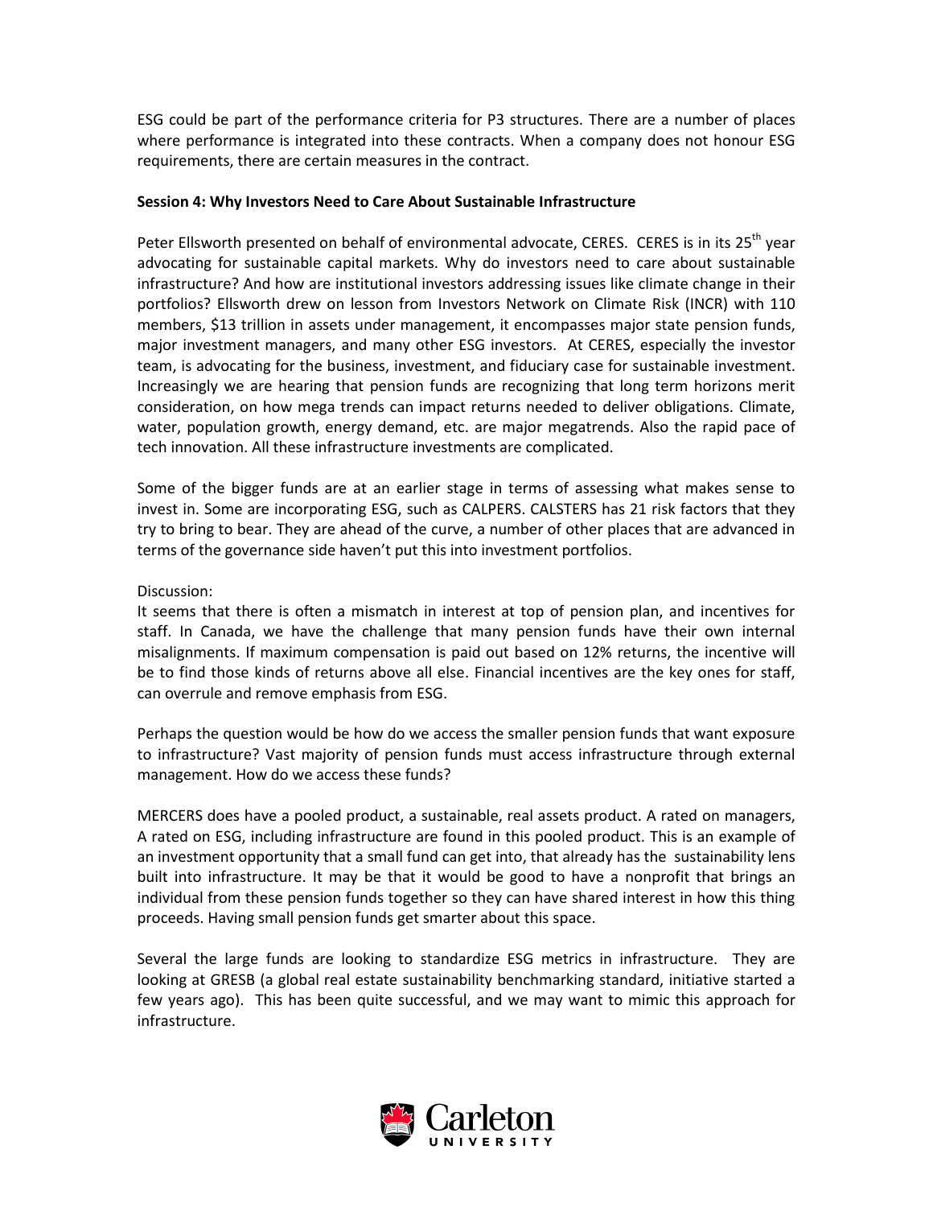ESG could be part of the performance criteria for P3 structures. There are a number of places where performance is integrated into these contracts. When a company does not honour ESG requirements, there are certain measures in the contract.

**Session 4: Why Investors Need to Care About Sustainable Infrastructure**

Peter Ellsworth presented on behalf of environmental advocate, CERES. CERES is in its 25th year advocating for sustainable capital markets. Why do investors need to care about sustainable infrastructure? And how are institutional investors addressing issues like climate change in their portfolios? Ellsworth drew on lesson from Investors Network on Climate Risk (INCR) with 110 members, $13 trillion in assets under management, it encompasses major state pension funds, major investment managers, and many other ESG investors. At CERES, especially the investor team, is advocating for the business, investment, and fiduciary case for sustainable investment. Increasingly we are hearing that pension funds are recognizing that long term horizons merit consideration, on how mega trends can impact returns needed to deliver obligations. Climate, water, population growth, energy demand, etc. are major megatrends. Also the rapid pace of tech innovation. All these infrastructure investments are complicated.

Some of the bigger funds are at an earlier stage in terms of assessing what makes sense to invest in. Some are incorporating ESG, such as CALPERS. CALSTERS has 21 risk factors that they try to bring to bear. They are ahead of the curve, a number of other places that are advanced in terms of the governance side haven't put this into investment portfolios.

Discussion:
It seems that there is often a mismatch in interest at top of pension plan, and incentives for staff. In Canada, we have the challenge that many pension funds have their own internal misalignments. If maximum compensation is paid out based on 12% returns, the incentive will be to find those kinds of returns above all else. Financial incentives are the key ones for staff, can overrule and remove emphasis from ESG.

Perhaps the question would be how do we access the smaller pension funds that want exposure to infrastructure? Vast majority of pension funds must access infrastructure through external management. How do we access these funds?

MERCERS does have a pooled product, a sustainable, real assets product. A rated on managers, A rated on ESG, including infrastructure are found in this pooled product. This is an example of an investment opportunity that a small fund can get into, that already has the sustainability lens built into infrastructure. It may be that it would be good to have a nonprofit that brings an individual from these pension funds together so they can have shared interest in how this thing proceeds. Having small pension funds get smarter about this space.

Several the large funds are looking to standardize ESG metrics in infrastructure. They are looking at GRESB (a global real estate sustainability benchmarking standard, initiative started a few years ago). This has been quite successful, and we may want to mimic this approach for infrastructure.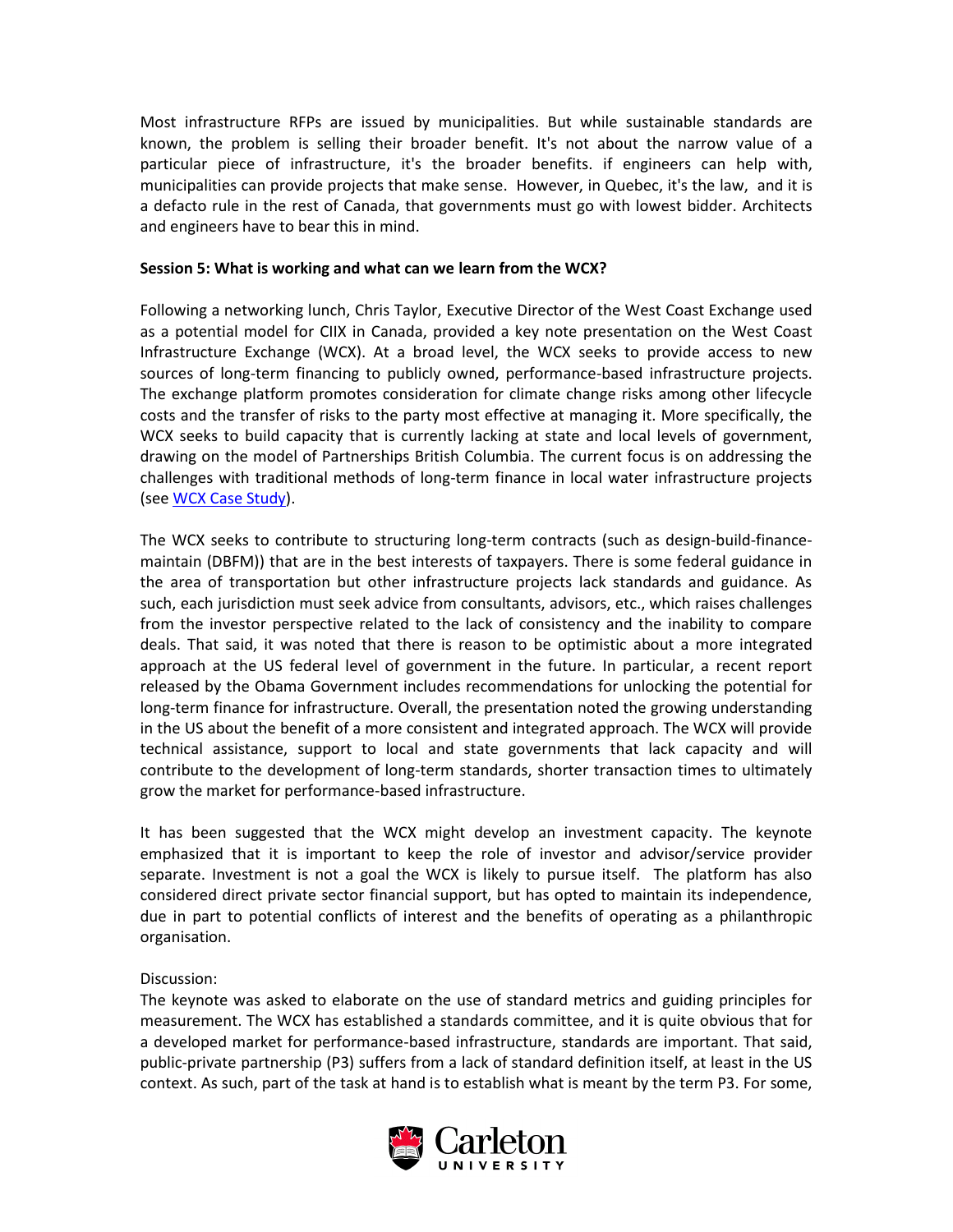Most infrastructure RFPs are issued by municipalities. But while sustainable standards are known, the problem is selling their broader benefit. It's not about the narrow value of a particular piece of infrastructure, it's the broader benefits. if engineers can help with, municipalities can provide projects that make sense. However, in Quebec, it's the law, and it is a defacto rule in the rest of Canada, that governments must go with lowest bidder. Architects and engineers have to bear this in mind.

**Session 5: What is working and what can we learn from the WCX?**

Following a networking lunch, Chris Taylor, Executive Director of the West Coast Exchange used as a potential model for CIIX in Canada, provided a key note presentation on the West Coast Infrastructure Exchange (WCX). At a broad level, the WCX seeks to provide access to new sources of long-term financing to publicly owned, performance-based infrastructure projects. The exchange platform promotes consideration for climate change risks among other lifecycle costs and the transfer of risks to the party most effective at managing it. More specifically, the WCX seeks to build capacity that is currently lacking at state and local levels of government, drawing on the model of Partnerships British Columbia. The current focus is on addressing the challenges with traditional methods of long-term finance in local water infrastructure projects (see [WCX Case Study](WCX Case Study)).

The WCX seeks to contribute to structuring long-term contracts (such as design-build-finance-maintain (DBFM)) that are in the best interests of taxpayers. There is some federal guidance in the area of transportation but other infrastructure projects lack standards and guidance. As such, each jurisdiction must seek advice from consultants, advisors, etc., which raises challenges from the investor perspective related to the lack of consistency and the inability to compare deals. That said, it was noted that there is reason to be optimistic about a more integrated approach at the US federal level of government in the future. In particular, a recent report released by the Obama Government includes recommendations for unlocking the potential for long-term finance for infrastructure. Overall, the presentation noted the growing understanding in the US about the benefit of a more consistent and integrated approach. The WCX will provide technical assistance, support to local and state governments that lack capacity and will contribute to the development of long-term standards, shorter transaction times to ultimately grow the market for performance-based infrastructure.

It has been suggested that the WCX might develop an investment capacity. The keynote emphasized that it is important to keep the role of investor and advisor/service provider separate. Investment is not a goal the WCX is likely to pursue itself. The platform has also considered direct private sector financial support, but has opted to maintain its independence, due in part to potential conflicts of interest and the benefits of operating as a philanthropic organisation.

Discussion:

The keynote was asked to elaborate on the use of standard metrics and guiding principles for measurement. The WCX has established a standards committee, and it is quite obvious that for a developed market for performance-based infrastructure, standards are important. That said, public-private partnership (P3) suffers from a lack of standard definition itself, at least in the US context. As such, part of the task at hand is to establish what is meant by the term P3. For some,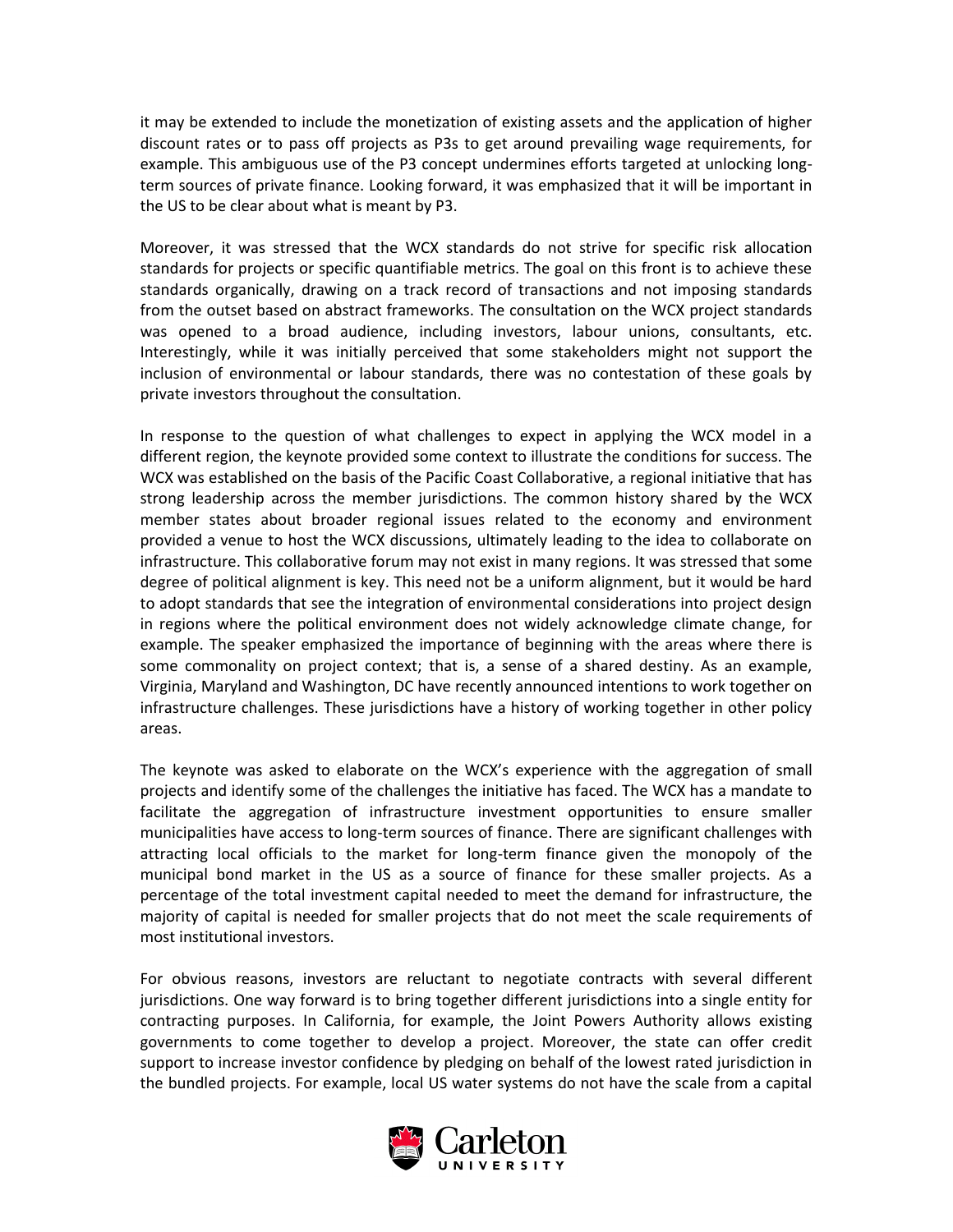it may be extended to include the monetization of existing assets and the application of higher discount rates or to pass off projects as P3s to get around prevailing wage requirements, for example. This ambiguous use of the P3 concept undermines efforts targeted at unlocking long-term sources of private finance. Looking forward, it was emphasized that it will be important in the US to be clear about what is meant by P3.

Moreover, it was stressed that the WCX standards do not strive for specific risk allocation standards for projects or specific quantifiable metrics. The goal on this front is to achieve these standards organically, drawing on a track record of transactions and not imposing standards from the outset based on abstract frameworks. The consultation on the WCX project standards was opened to a broad audience, including investors, labour unions, consultants, etc. Interestingly, while it was initially perceived that some stakeholders might not support the inclusion of environmental or labour standards, there was no contestation of these goals by private investors throughout the consultation.

In response to the question of what challenges to expect in applying the WCX model in a different region, the keynote provided some context to illustrate the conditions for success. The WCX was established on the basis of the Pacific Coast Collaborative, a regional initiative that has strong leadership across the member jurisdictions. The common history shared by the WCX member states about broader regional issues related to the economy and environment provided a venue to host the WCX discussions, ultimately leading to the idea to collaborate on infrastructure. This collaborative forum may not exist in many regions. It was stressed that some degree of political alignment is key. This need not be a uniform alignment, but it would be hard to adopt standards that see the integration of environmental considerations into project design in regions where the political environment does not widely acknowledge climate change, for example. The speaker emphasized the importance of beginning with the areas where there is some commonality on project context; that is, a sense of a shared destiny. As an example, Virginia, Maryland and Washington, DC have recently announced intentions to work together on infrastructure challenges. These jurisdictions have a history of working together in other policy areas.

The keynote was asked to elaborate on the WCX's experience with the aggregation of small projects and identify some of the challenges the initiative has faced. The WCX has a mandate to facilitate the aggregation of infrastructure investment opportunities to ensure smaller municipalities have access to long-term sources of finance. There are significant challenges with attracting local officials to the market for long-term finance given the monopoly of the municipal bond market in the US as a source of finance for these smaller projects. As a percentage of the total investment capital needed to meet the demand for infrastructure, the majority of capital is needed for smaller projects that do not meet the scale requirements of most institutional investors.

For obvious reasons, investors are reluctant to negotiate contracts with several different jurisdictions. One way forward is to bring together different jurisdictions into a single entity for contracting purposes. In California, for example, the Joint Powers Authority allows existing governments to come together to develop a project. Moreover, the state can offer credit support to increase investor confidence by pledging on behalf of the lowest rated jurisdiction in the bundled projects. For example, local US water systems do not have the scale from a capital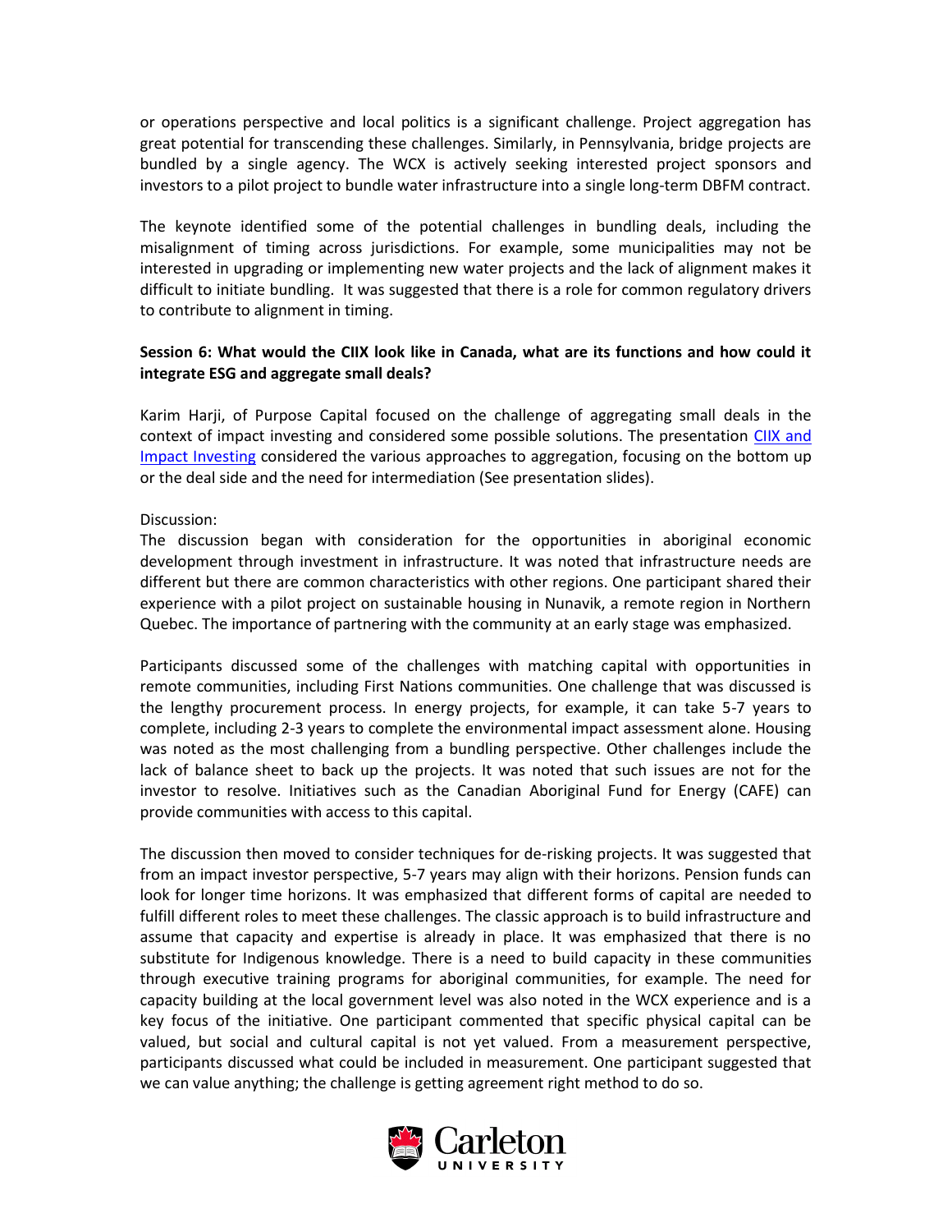or operations perspective and local politics is a significant challenge. Project aggregation has great potential for transcending these challenges. Similarly, in Pennsylvania, bridge projects are bundled by a single agency. The WCX is actively seeking interested project sponsors and investors to a pilot project to bundle water infrastructure into a single long-term DBFM contract.

The keynote identified some of the potential challenges in bundling deals, including the misalignment of timing across jurisdictions. For example, some municipalities may not be interested in upgrading or implementing new water projects and the lack of alignment makes it difficult to initiate bundling. It was suggested that there is a role for common regulatory drivers to contribute to alignment in timing.

**Session 6: What would the CIIX look like in Canada, what are its functions and how could it integrate ESG and aggregate small deals?**

Karim Harji, of Purpose Capital focused on the challenge of aggregating small deals in the context of impact investing and considered some possible solutions. The presentation CIIX and Impact Investing considered the various approaches to aggregation, focusing on the bottom up or the deal side and the need for intermediation (See presentation slides).

Discussion:
The discussion began with consideration for the opportunities in aboriginal economic development through investment in infrastructure. It was noted that infrastructure needs are different but there are common characteristics with other regions. One participant shared their experience with a pilot project on sustainable housing in Nunavik, a remote region in Northern Quebec. The importance of partnering with the community at an early stage was emphasized.

Participants discussed some of the challenges with matching capital with opportunities in remote communities, including First Nations communities. One challenge that was discussed is the lengthy procurement process. In energy projects, for example, it can take 5-7 years to complete, including 2-3 years to complete the environmental impact assessment alone. Housing was noted as the most challenging from a bundling perspective. Other challenges include the lack of balance sheet to back up the projects. It was noted that such issues are not for the investor to resolve. Initiatives such as the Canadian Aboriginal Fund for Energy (CAFE) can provide communities with access to this capital.

The discussion then moved to consider techniques for de-risking projects. It was suggested that from an impact investor perspective, 5-7 years may align with their horizons. Pension funds can look for longer time horizons. It was emphasized that different forms of capital are needed to fulfill different roles to meet these challenges. The classic approach is to build infrastructure and assume that capacity and expertise is already in place. It was emphasized that there is no substitute for Indigenous knowledge. There is a need to build capacity in these communities through executive training programs for aboriginal communities, for example. The need for capacity building at the local government level was also noted in the WCX experience and is a key focus of the initiative. One participant commented that specific physical capital can be valued, but social and cultural capital is not yet valued. From a measurement perspective, participants discussed what could be included in measurement. One participant suggested that we can value anything; the challenge is getting agreement right method to do so.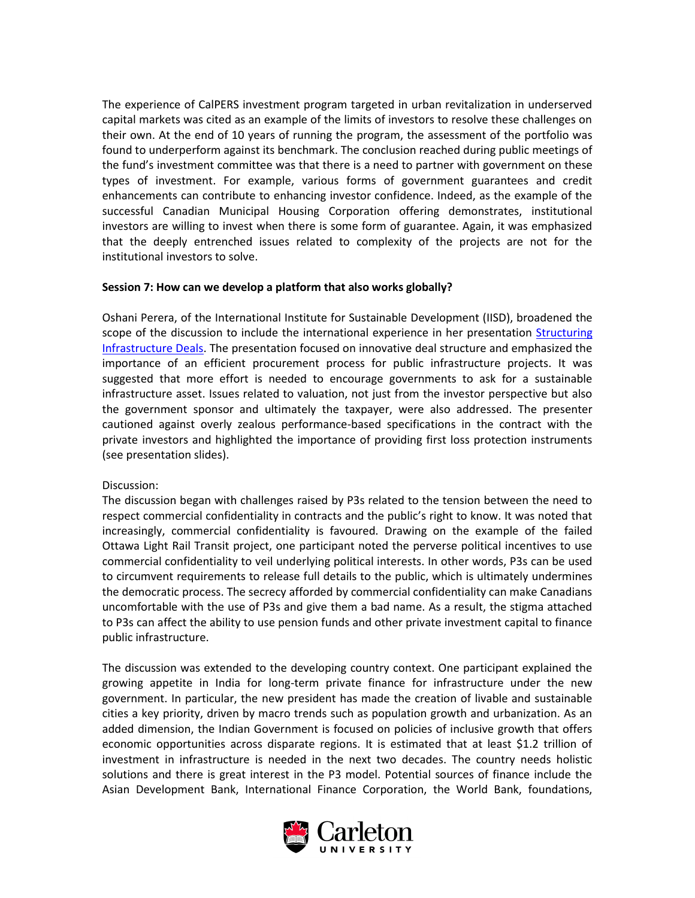The experience of CalPERS investment program targeted in urban revitalization in underserved capital markets was cited as an example of the limits of investors to resolve these challenges on their own. At the end of 10 years of running the program, the assessment of the portfolio was found to underperform against its benchmark. The conclusion reached during public meetings of the fund's investment committee was that there is a need to partner with government on these types of investment. For example, various forms of government guarantees and credit enhancements can contribute to enhancing investor confidence. Indeed, as the example of the successful Canadian Municipal Housing Corporation offering demonstrates, institutional investors are willing to invest when there is some form of guarantee. Again, it was emphasized that the deeply entrenched issues related to complexity of the projects are not for the institutional investors to solve.

**Session 7: How can we develop a platform that also works globally?**

Oshani Perera, of the International Institute for Sustainable Development (IISD), broadened the scope of the discussion to include the international experience in her presentation Structuring Infrastructure Deals. The presentation focused on innovative deal structure and emphasized the importance of an efficient procurement process for public infrastructure projects. It was suggested that more effort is needed to encourage governments to ask for a sustainable infrastructure asset. Issues related to valuation, not just from the investor perspective but also the government sponsor and ultimately the taxpayer, were also addressed. The presenter cautioned against overly zealous performance-based specifications in the contract with the private investors and highlighted the importance of providing first loss protection instruments (see presentation slides).

Discussion:
The discussion began with challenges raised by P3s related to the tension between the need to respect commercial confidentiality in contracts and the public's right to know. It was noted that increasingly, commercial confidentiality is favoured. Drawing on the example of the failed Ottawa Light Rail Transit project, one participant noted the perverse political incentives to use commercial confidentiality to veil underlying political interests. In other words, P3s can be used to circumvent requirements to release full details to the public, which is ultimately undermines the democratic process. The secrecy afforded by commercial confidentiality can make Canadians uncomfortable with the use of P3s and give them a bad name. As a result, the stigma attached to P3s can affect the ability to use pension funds and other private investment capital to finance public infrastructure.

The discussion was extended to the developing country context. One participant explained the growing appetite in India for long-term private finance for infrastructure under the new government. In particular, the new president has made the creation of livable and sustainable cities a key priority, driven by macro trends such as population growth and urbanization. As an added dimension, the Indian Government is focused on policies of inclusive growth that offers economic opportunities across disparate regions. It is estimated that at least $1.2 trillion of investment in infrastructure is needed in the next two decades. The country needs holistic solutions and there is great interest in the P3 model. Potential sources of finance include the Asian Development Bank, International Finance Corporation, the World Bank, foundations,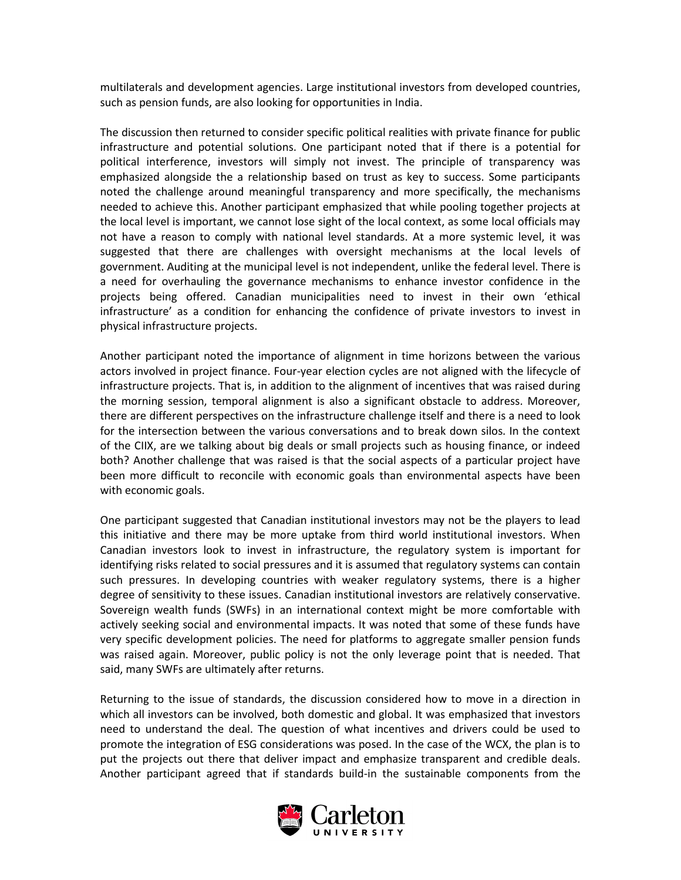multilaterals and development agencies. Large institutional investors from developed countries, such as pension funds, are also looking for opportunities in India.

The discussion then returned to consider specific political realities with private finance for public infrastructure and potential solutions. One participant noted that if there is a potential for political interference, investors will simply not invest. The principle of transparency was emphasized alongside the a relationship based on trust as key to success. Some participants noted the challenge around meaningful transparency and more specifically, the mechanisms needed to achieve this. Another participant emphasized that while pooling together projects at the local level is important, we cannot lose sight of the local context, as some local officials may not have a reason to comply with national level standards. At a more systemic level, it was suggested that there are challenges with oversight mechanisms at the local levels of government. Auditing at the municipal level is not independent, unlike the federal level. There is a need for overhauling the governance mechanisms to enhance investor confidence in the projects being offered. Canadian municipalities need to invest in their own 'ethical infrastructure' as a condition for enhancing the confidence of private investors to invest in physical infrastructure projects.

Another participant noted the importance of alignment in time horizons between the various actors involved in project finance. Four-year election cycles are not aligned with the lifecycle of infrastructure projects. That is, in addition to the alignment of incentives that was raised during the morning session, temporal alignment is also a significant obstacle to address. Moreover, there are different perspectives on the infrastructure challenge itself and there is a need to look for the intersection between the various conversations and to break down silos. In the context of the CIIX, are we talking about big deals or small projects such as housing finance, or indeed both? Another challenge that was raised is that the social aspects of a particular project have been more difficult to reconcile with economic goals than environmental aspects have been with economic goals.

One participant suggested that Canadian institutional investors may not be the players to lead this initiative and there may be more uptake from third world institutional investors. When Canadian investors look to invest in infrastructure, the regulatory system is important for identifying risks related to social pressures and it is assumed that regulatory systems can contain such pressures. In developing countries with weaker regulatory systems, there is a higher degree of sensitivity to these issues. Canadian institutional investors are relatively conservative. Sovereign wealth funds (SWFs) in an international context might be more comfortable with actively seeking social and environmental impacts. It was noted that some of these funds have very specific development policies. The need for platforms to aggregate smaller pension funds was raised again. Moreover, public policy is not the only leverage point that is needed. That said, many SWFs are ultimately after returns.

Returning to the issue of standards, the discussion considered how to move in a direction in which all investors can be involved, both domestic and global. It was emphasized that investors need to understand the deal. The question of what incentives and drivers could be used to promote the integration of ESG considerations was posed. In the case of the WCX, the plan is to put the projects out there that deliver impact and emphasize transparent and credible deals. Another participant agreed that if standards build-in the sustainable components from the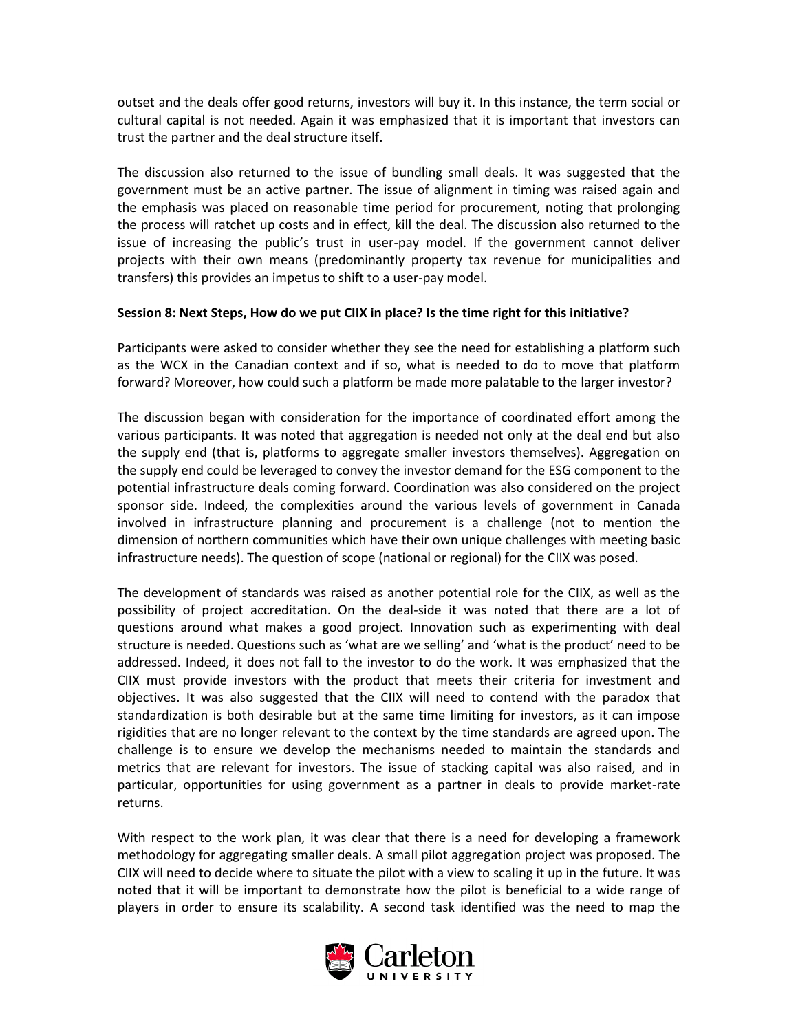outset and the deals offer good returns, investors will buy it. In this instance, the term social or cultural capital is not needed. Again it was emphasized that it is important that investors can trust the partner and the deal structure itself.

The discussion also returned to the issue of bundling small deals. It was suggested that the government must be an active partner. The issue of alignment in timing was raised again and the emphasis was placed on reasonable time period for procurement, noting that prolonging the process will ratchet up costs and in effect, kill the deal. The discussion also returned to the issue of increasing the public's trust in user-pay model. If the government cannot deliver projects with their own means (predominantly property tax revenue for municipalities and transfers) this provides an impetus to shift to a user-pay model.

**Session 8: Next Steps, How do we put CIIX in place? Is the time right for this initiative?**

Participants were asked to consider whether they see the need for establishing a platform such as the WCX in the Canadian context and if so, what is needed to do to move that platform forward? Moreover, how could such a platform be made more palatable to the larger investor?

The discussion began with consideration for the importance of coordinated effort among the various participants. It was noted that aggregation is needed not only at the deal end but also the supply end (that is, platforms to aggregate smaller investors themselves). Aggregation on the supply end could be leveraged to convey the investor demand for the ESG component to the potential infrastructure deals coming forward. Coordination was also considered on the project sponsor side. Indeed, the complexities around the various levels of government in Canada involved in infrastructure planning and procurement is a challenge (not to mention the dimension of northern communities which have their own unique challenges with meeting basic infrastructure needs). The question of scope (national or regional) for the CIIX was posed.

The development of standards was raised as another potential role for the CIIX, as well as the possibility of project accreditation. On the deal-side it was noted that there are a lot of questions around what makes a good project. Innovation such as experimenting with deal structure is needed. Questions such as 'what are we selling' and 'what is the product' need to be addressed. Indeed, it does not fall to the investor to do the work. It was emphasized that the CIIX must provide investors with the product that meets their criteria for investment and objectives. It was also suggested that the CIIX will need to contend with the paradox that standardization is both desirable but at the same time limiting for investors, as it can impose rigidities that are no longer relevant to the context by the time standards are agreed upon. The challenge is to ensure we develop the mechanisms needed to maintain the standards and metrics that are relevant for investors. The issue of stacking capital was also raised, and in particular, opportunities for using government as a partner in deals to provide market-rate returns.

With respect to the work plan, it was clear that there is a need for developing a framework methodology for aggregating smaller deals. A small pilot aggregation project was proposed. The CIIX will need to decide where to situate the pilot with a view to scaling it up in the future. It was noted that it will be important to demonstrate how the pilot is beneficial to a wide range of players in order to ensure its scalability. A second task identified was the need to map the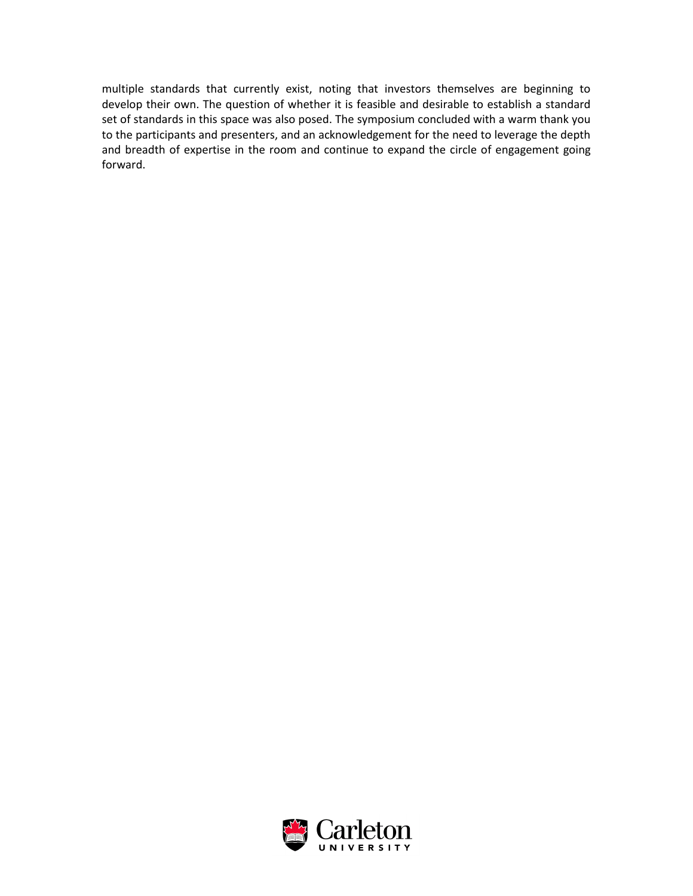multiple standards that currently exist, noting that investors themselves are beginning to develop their own. The question of whether it is feasible and desirable to establish a standard set of standards in this space was also posed. The symposium concluded with a warm thank you to the participants and presenters, and an acknowledgement for the need to leverage the depth and breadth of expertise in the room and continue to expand the circle of engagement going forward.